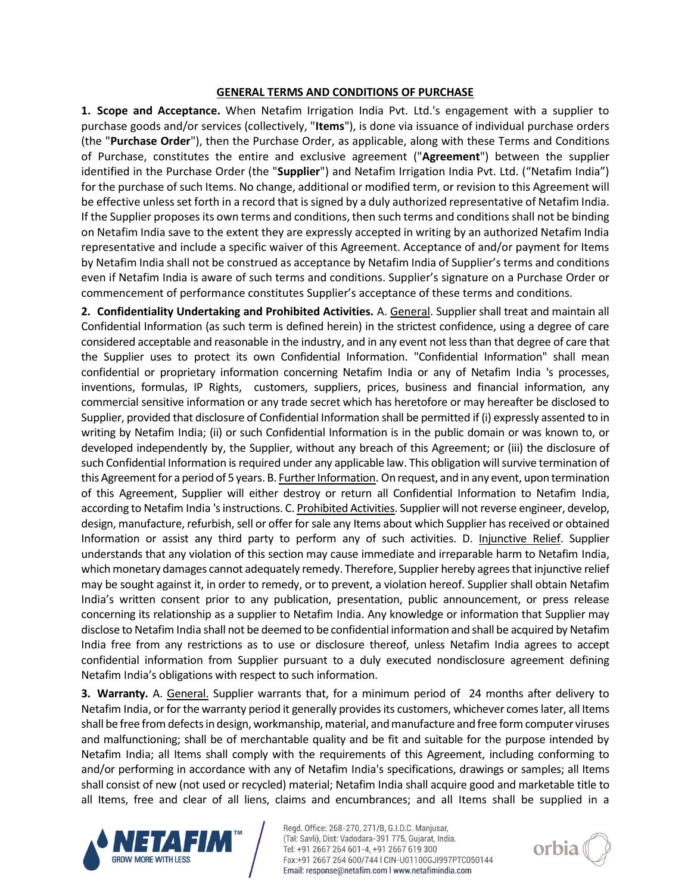## GENERAL TERMS AND CONDITIONS OF PURCHASE

**1. Scope and Acceptance.** When Netafim Irrigation India Pvt. Ltd.'s engagement with a supplier to purchase goods and/or services (collectively, "**Items**"), is done via issuance of individual purchase orders (the "**Purchase Order**"), then the Purchase Order, as applicable, along with these Terms and Conditions of Purchase, constitutes the entire and exclusive agreement ("**Agreement**") between the supplier identified in the Purchase Order (the "**Supplier**") and Netafim Irrigation India Pvt. Ltd. ("Netafim India") for the purchase of such Items. No change, additional or modified term, or revision to this Agreement will be effective unless set forth in a record that is signed by a duly authorized representative of Netafim India. If the Supplier proposes its own terms and conditions, then such terms and conditions shall not be binding on Netafim India save to the extent they are expressly accepted in writing by an authorized Netafim India representative and include a specific waiver of this Agreement. Acceptance of and/or payment for Items by Netafim India shall not be construed as acceptance by Netafim India of Supplier's terms and conditions even if Netafim India is aware of such terms and conditions. Supplier's signature on a Purchase Order or commencement of performance constitutes Supplier's acceptance of these terms and conditions.

**2. Confidentiality Undertaking and Prohibited Activities.** A. General. Supplier shall treat and maintain all Confidential Information (as such term is defined herein) in the strictest confidence, using a degree of care considered acceptable and reasonable in the industry, and in any event not less than that degree of care that the Supplier uses to protect its own Confidential Information. "Confidential Information" shall mean confidential or proprietary information concerning Netafim India or any of Netafim India 's processes, inventions, formulas, IP Rights, customers, suppliers, prices, business and financial information, any commercial sensitive information or any trade secret which has heretofore or may hereafter be disclosed to Supplier, provided that disclosure of Confidential Information shall be permitted if (i) expressly assented to in writing by Netafim India; (ii) or such Confidential Information is in the public domain or was known to, or developed independently by, the Supplier, without any breach of this Agreement; or (iii) the disclosure of such Confidential Information is required under any applicable law. This obligation will survive termination of this Agreement for a period of 5 years. B. Further Information. On request, and in any event, upon termination of this Agreement, Supplier will either destroy or return all Confidential Information to Netafim India, according to Netafim India 's instructions. C. Prohibited Activities. Supplier will not reverse engineer, develop, design, manufacture, refurbish, sell or offer for sale any Items about which Supplier has received or obtained Information or assist any third party to perform any of such activities. D. Injunctive Relief. Supplier understands that any violation of this section may cause immediate and irreparable harm to Netafim India, which monetary damages cannot adequately remedy. Therefore, Supplier hereby agrees that injunctive relief may be sought against it, in order to remedy, or to prevent, a violation hereof. Supplier shall obtain Netafim India's written consent prior to any publication, presentation, public announcement, or press release concerning its relationship as a supplier to Netafim India. Any knowledge or information that Supplier may disclose to Netafim India shall not be deemed to be confidential information and shall be acquired by Netafim India free from any restrictions as to use or disclosure thereof, unless Netafim India agrees to accept confidential information from Supplier pursuant to a duly executed nondisclosure agreement defining Netafim India's obligations with respect to such information.

**3. Warranty.** A. General. Supplier warrants that, for a minimum period of 24 months after delivery to Netafim India, or for the warranty period it generally provides its customers, whichever comes later, all Items shall be free from defects in design, workmanship, material, and manufacture and free form computer viruses and malfunctioning; shall be of merchantable quality and be fit and suitable for the purpose intended by Netafim India; all Items shall comply with the requirements of this Agreement, including conforming to and/or performing in accordance with any of Netafim India's specifications, drawings or samples; all Items shall consist of new (not used or recycled) material; Netafim India shall acquire good and marketable title to all Items, free and clear of all liens, claims and encumbrances; and all Items shall be supplied in a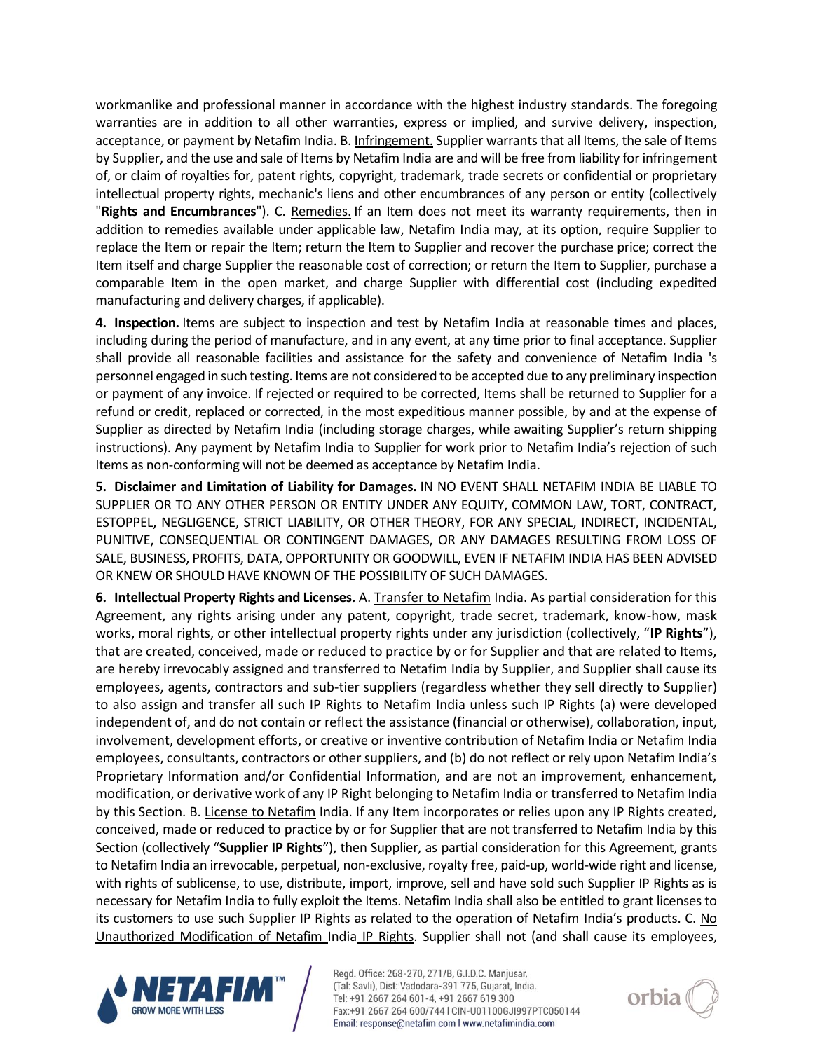workmanlike and professional manner in accordance with the highest industry standards. The foregoing warranties are in addition to all other warranties, express or implied, and survive delivery, inspection, acceptance, or payment by Netafim India. B. Infringement. Supplier warrants that all Items, the sale of Items by Supplier, and the use and sale of Items by Netafim India are and will be free from liability for infringement of, or claim of royalties for, patent rights, copyright, trademark, trade secrets or confidential or proprietary intellectual property rights, mechanic's liens and other encumbrances of any person or entity (collectively "**Rights and Encumbrances**"). C. Remedies. If an Item does not meet its warranty requirements, then in addition to remedies available under applicable law, Netafim India may, at its option, require Supplier to replace the Item or repair the Item; return the Item to Supplier and recover the purchase price; correct the Item itself and charge Supplier the reasonable cost of correction; or return the Item to Supplier, purchase a comparable Item in the open market, and charge Supplier with differential cost (including expedited manufacturing and delivery charges, if applicable).

**4. Inspection.** Items are subject to inspection and test by Netafim India at reasonable times and places, including during the period of manufacture, and in any event, at any time prior to final acceptance. Supplier shall provide all reasonable facilities and assistance for the safety and convenience of Netafim India 's personnel engaged in such testing. Items are not considered to be accepted due to any preliminary inspection or payment of any invoice. If rejected or required to be corrected, Items shall be returned to Supplier for a refund or credit, replaced or corrected, in the most expeditious manner possible, by and at the expense of Supplier as directed by Netafim India (including storage charges, while awaiting Supplier's return shipping instructions). Any payment by Netafim India to Supplier for work prior to Netafim India's rejection of such Items as non-conforming will not be deemed as acceptance by Netafim India.

**5. Disclaimer and Limitation of Liability for Damages.** IN NO EVENT SHALL NETAFIM INDIA BE LIABLE TO SUPPLIER OR TO ANY OTHER PERSON OR ENTITY UNDER ANY EQUITY, COMMON LAW, TORT, CONTRACT, ESTOPPEL, NEGLIGENCE, STRICT LIABILITY, OR OTHER THEORY, FOR ANY SPECIAL, INDIRECT, INCIDENTAL, PUNITIVE, CONSEQUENTIAL OR CONTINGENT DAMAGES, OR ANY DAMAGES RESULTING FROM LOSS OF SALE, BUSINESS, PROFITS, DATA, OPPORTUNITY OR GOODWILL, EVEN IF NETAFIM INDIA HAS BEEN ADVISED OR KNEW OR SHOULD HAVE KNOWN OF THE POSSIBILITY OF SUCH DAMAGES.

**6. Intellectual Property Rights and Licenses.** A. Transfer to Netafim India. As partial consideration for this Agreement, any rights arising under any patent, copyright, trade secret, trademark, know-how, mask works, moral rights, or other intellectual property rights under any jurisdiction (collectively, "**IP Rights**"), that are created, conceived, made or reduced to practice by or for Supplier and that are related to Items, are hereby irrevocably assigned and transferred to Netafim India by Supplier, and Supplier shall cause its employees, agents, contractors and sub-tier suppliers (regardless whether they sell directly to Supplier) to also assign and transfer all such IP Rights to Netafim India unless such IP Rights (a) were developed independent of, and do not contain or reflect the assistance (financial or otherwise), collaboration, input, involvement, development efforts, or creative or inventive contribution of Netafim India or Netafim India employees, consultants, contractors or other suppliers, and (b) do not reflect or rely upon Netafim India's Proprietary Information and/or Confidential Information, and are not an improvement, enhancement, modification, or derivative work of any IP Right belonging to Netafim India or transferred to Netafim India by this Section. B. License to Netafim India. If any Item incorporates or relies upon any IP Rights created, conceived, made or reduced to practice by or for Supplier that are not transferred to Netafim India by this Section (collectively "**Supplier IP Rights**"), then Supplier, as partial consideration for this Agreement, grants to Netafim India an irrevocable, perpetual, non-exclusive, royalty free, paid-up, world-wide right and license, with rights of sublicense, to use, distribute, import, improve, sell and have sold such Supplier IP Rights as is necessary for Netafim India to fully exploit the Items. Netafim India shall also be entitled to grant licenses to its customers to use such Supplier IP Rights as related to the operation of Netafim India's products. C. No Unauthorized Modification of Netafim India IP Rights. Supplier shall not (and shall cause its employees,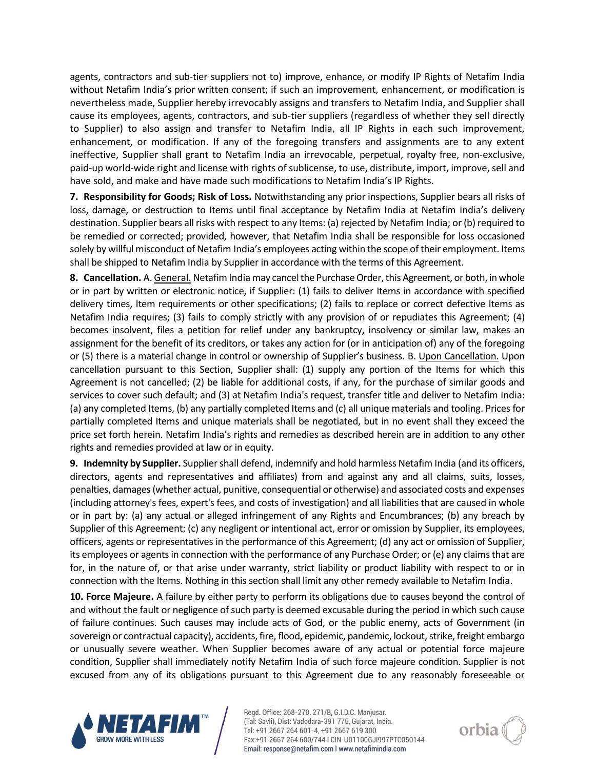agents, contractors and sub-tier suppliers not to) improve, enhance, or modify IP Rights of Netafim India without Netafim India's prior written consent; if such an improvement, enhancement, or modification is nevertheless made, Supplier hereby irrevocably assigns and transfers to Netafim India, and Supplier shall cause its employees, agents, contractors, and sub-tier suppliers (regardless of whether they sell directly to Supplier) to also assign and transfer to Netafim India, all IP Rights in each such improvement, enhancement, or modification. If any of the foregoing transfers and assignments are to any extent ineffective, Supplier shall grant to Netafim India an irrevocable, perpetual, royalty free, non-exclusive, paid-up world-wide right and license with rights of sublicense, to use, distribute, import, improve, sell and have sold, and make and have made such modifications to Netafim India's IP Rights.

**7. Responsibility for Goods; Risk of Loss.** Notwithstanding any prior inspections, Supplier bears all risks of loss, damage, or destruction to Items until final acceptance by Netafim India at Netafim India's delivery destination. Supplier bears all risks with respect to any Items: (a) rejected by Netafim India; or (b) required to be remedied or corrected; provided, however, that Netafim India shall be responsible for loss occasioned solely by willful misconduct of Netafim India's employees acting within the scope of their employment. Items shall be shipped to Netafim India by Supplier in accordance with the terms of this Agreement.

**8. Cancellation.** A. General. Netafim India may cancel the Purchase Order, this Agreement, or both, in whole or in part by written or electronic notice, if Supplier: (1) fails to deliver Items in accordance with specified delivery times, Item requirements or other specifications; (2) fails to replace or correct defective Items as Netafim India requires; (3) fails to comply strictly with any provision of or repudiates this Agreement; (4) becomes insolvent, files a petition for relief under any bankruptcy, insolvency or similar law, makes an assignment for the benefit of its creditors, or takes any action for (or in anticipation of) any of the foregoing or (5) there is a material change in control or ownership of Supplier's business. B. Upon Cancellation. Upon cancellation pursuant to this Section, Supplier shall: (1) supply any portion of the Items for which this Agreement is not cancelled; (2) be liable for additional costs, if any, for the purchase of similar goods and services to cover such default; and (3) at Netafim India's request, transfer title and deliver to Netafim India: (a) any completed Items, (b) any partially completed Items and (c) all unique materials and tooling. Prices for partially completed Items and unique materials shall be negotiated, but in no event shall they exceed the price set forth herein. Netafim India's rights and remedies as described herein are in addition to any other rights and remedies provided at law or in equity.

**9. Indemnity by Supplier.** Supplier shall defend, indemnify and hold harmless Netafim India (and its officers, directors, agents and representatives and affiliates) from and against any and all claims, suits, losses, penalties, damages (whether actual, punitive, consequential or otherwise) and associated costs and expenses (including attorney's fees, expert's fees, and costs of investigation) and all liabilities that are caused in whole or in part by: (a) any actual or alleged infringement of any Rights and Encumbrances; (b) any breach by Supplier of this Agreement; (c) any negligent or intentional act, error or omission by Supplier, its employees, officers, agents or representatives in the performance of this Agreement; (d) any act or omission of Supplier, its employees or agents in connection with the performance of any Purchase Order; or (e) any claims that are for, in the nature of, or that arise under warranty, strict liability or product liability with respect to or in connection with the Items. Nothing in this section shall limit any other remedy available to Netafim India.

**10. Force Majeure.** A failure by either party to perform its obligations due to causes beyond the control of and without the fault or negligence of such party is deemed excusable during the period in which such cause of failure continues. Such causes may include acts of God, or the public enemy, acts of Government (in sovereign or contractual capacity), accidents, fire, flood, epidemic, pandemic, lockout, strike, freight embargo or unusually severe weather. When Supplier becomes aware of any actual or potential force majeure condition, Supplier shall immediately notify Netafim India of such force majeure condition. Supplier is not excused from any of its obligations pursuant to this Agreement due to any reasonably foreseeable or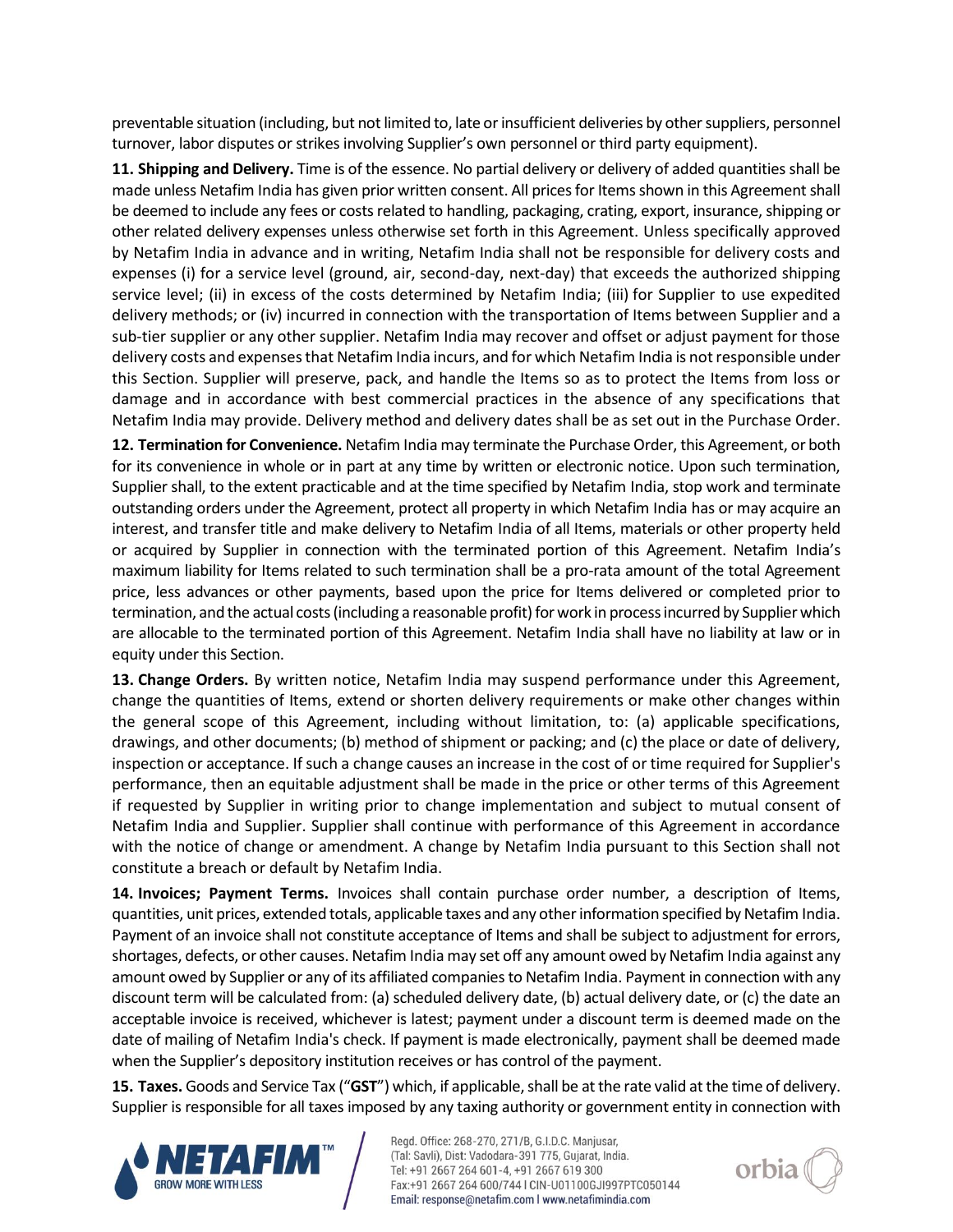preventable situation (including, but not limited to, late or insufficient deliveries by other suppliers, personnel turnover, labor disputes or strikes involving Supplier's own personnel or third party equipment).

**11. Shipping and Delivery.** Time is of the essence. No partial delivery or delivery of added quantities shall be made unless Netafim India has given prior written consent. All prices for Items shown in this Agreement shall be deemed to include any fees or costs related to handling, packaging, crating, export, insurance, shipping or other related delivery expenses unless otherwise set forth in this Agreement. Unless specifically approved by Netafim India in advance and in writing, Netafim India shall not be responsible for delivery costs and expenses (i) for a service level (ground, air, second-day, next-day) that exceeds the authorized shipping service level; (ii) in excess of the costs determined by Netafim India; (iii) for Supplier to use expedited delivery methods; or (iv) incurred in connection with the transportation of Items between Supplier and a sub-tier supplier or any other supplier. Netafim India may recover and offset or adjust payment for those delivery costs and expenses that Netafim India incurs, and for which Netafim India is not responsible under this Section. Supplier will preserve, pack, and handle the Items so as to protect the Items from loss or damage and in accordance with best commercial practices in the absence of any specifications that Netafim India may provide. Delivery method and delivery dates shall be as set out in the Purchase Order.

**12. Termination for Convenience.** Netafim India may terminate the Purchase Order, this Agreement, or both for its convenience in whole or in part at any time by written or electronic notice. Upon such termination, Supplier shall, to the extent practicable and at the time specified by Netafim India, stop work and terminate outstanding orders under the Agreement, protect all property in which Netafim India has or may acquire an interest, and transfer title and make delivery to Netafim India of all Items, materials or other property held or acquired by Supplier in connection with the terminated portion of this Agreement. Netafim India's maximum liability for Items related to such termination shall be a pro-rata amount of the total Agreement price, less advances or other payments, based upon the price for Items delivered or completed prior to termination, and the actual costs (including a reasonable profit) for work in process incurred by Supplier which are allocable to the terminated portion of this Agreement. Netafim India shall have no liability at law or in equity under this Section.

**13. Change Orders.** By written notice, Netafim India may suspend performance under this Agreement, change the quantities of Items, extend or shorten delivery requirements or make other changes within the general scope of this Agreement, including without limitation, to: (a) applicable specifications, drawings, and other documents; (b) method of shipment or packing; and (c) the place or date of delivery, inspection or acceptance. If such a change causes an increase in the cost of or time required for Supplier's performance, then an equitable adjustment shall be made in the price or other terms of this Agreement if requested by Supplier in writing prior to change implementation and subject to mutual consent of Netafim India and Supplier. Supplier shall continue with performance of this Agreement in accordance with the notice of change or amendment. A change by Netafim India pursuant to this Section shall not constitute a breach or default by Netafim India.

**14. Invoices; Payment Terms.** Invoices shall contain purchase order number, a description of Items, quantities, unit prices, extended totals, applicable taxes and any other information specified by Netafim India. Payment of an invoice shall not constitute acceptance of Items and shall be subject to adjustment for errors, shortages, defects, or other causes. Netafim India may set off any amount owed by Netafim India against any amount owed by Supplier or any of its affiliated companies to Netafim India. Payment in connection with any discount term will be calculated from: (a) scheduled delivery date, (b) actual delivery date, or (c) the date an acceptable invoice is received, whichever is latest; payment under a discount term is deemed made on the date of mailing of Netafim India's check. If payment is made electronically, payment shall be deemed made when the Supplier's depository institution receives or has control of the payment.

**15. Taxes.** Goods and Service Tax ("**GST**") which, if applicable, shall be at the rate valid at the time of delivery. Supplier is responsible for all taxes imposed by any taxing authority or government entity in connection with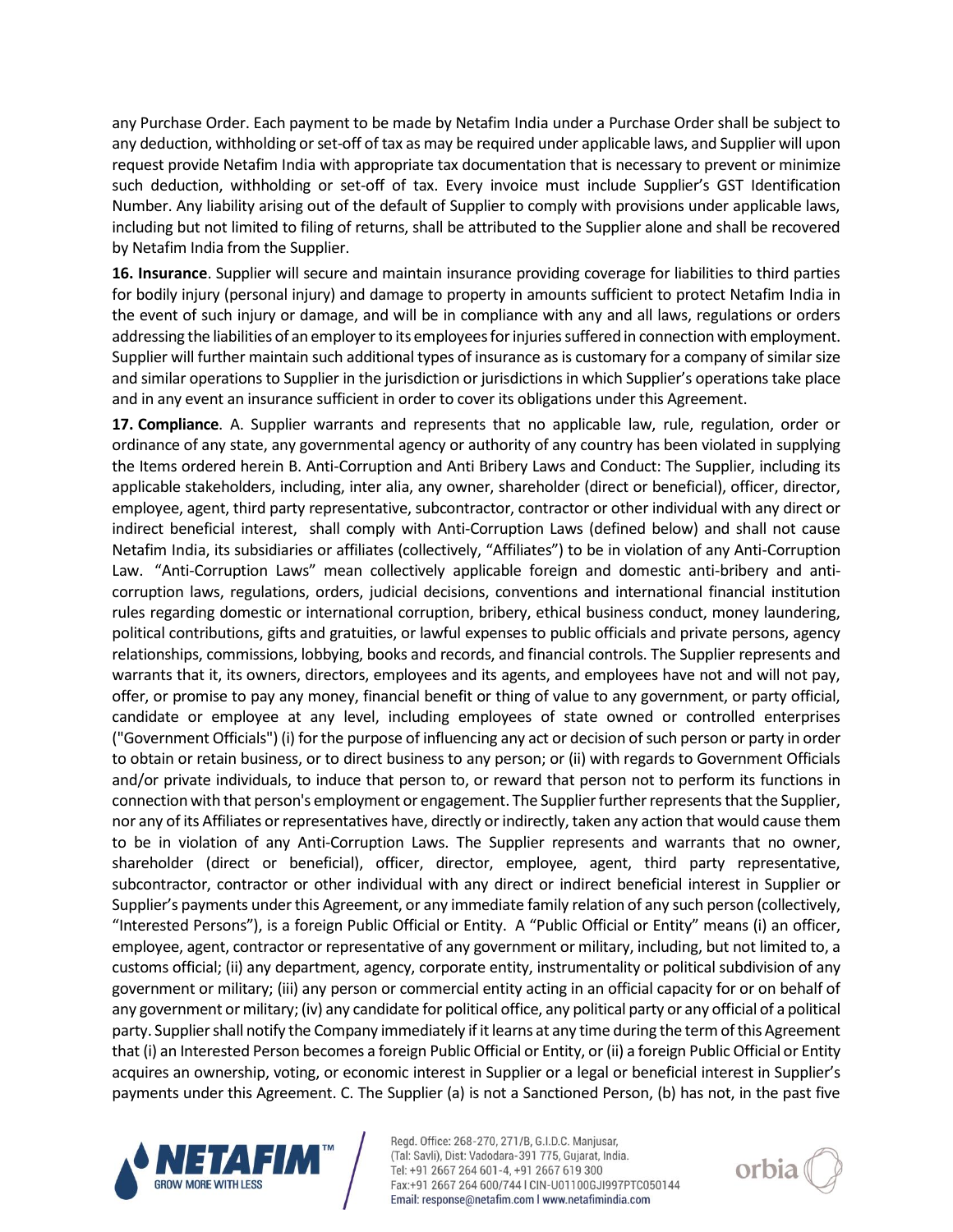any Purchase Order. Each payment to be made by Netafim India under a Purchase Order shall be subject to any deduction, withholding or set-off of tax as may be required under applicable laws, and Supplier will upon request provide Netafim India with appropriate tax documentation that is necessary to prevent or minimize such deduction, withholding or set-off of tax. Every invoice must include Supplier's GST Identification Number. Any liability arising out of the default of Supplier to comply with provisions under applicable laws, including but not limited to filing of returns, shall be attributed to the Supplier alone and shall be recovered by Netafim India from the Supplier.

**16. Insurance**. Supplier will secure and maintain insurance providing coverage for liabilities to third parties for bodily injury (personal injury) and damage to property in amounts sufficient to protect Netafim India in the event of such injury or damage, and will be in compliance with any and all laws, regulations or orders addressing the liabilities of an employer to its employees for injuries suffered in connection with employment. Supplier will further maintain such additional types of insurance as is customary for a company of similar size and similar operations to Supplier in the jurisdiction or jurisdictions in which Supplier's operations take place and in any event an insurance sufficient in order to cover its obligations under this Agreement.

**17. Compliance**. A. Supplier warrants and represents that no applicable law, rule, regulation, order or ordinance of any state, any governmental agency or authority of any country has been violated in supplying the Items ordered herein B. Anti-Corruption and Anti Bribery Laws and Conduct: The Supplier, including its applicable stakeholders, including, inter alia, any owner, shareholder (direct or beneficial), officer, director, employee, agent, third party representative, subcontractor, contractor or other individual with any direct or indirect beneficial interest, shall comply with Anti-Corruption Laws (defined below) and shall not cause Netafim India, its subsidiaries or affiliates (collectively, "Affiliates") to be in violation of any Anti-Corruption Law. "Anti-Corruption Laws" mean collectively applicable foreign and domestic anti-bribery and anti-corruption laws, regulations, orders, judicial decisions, conventions and international financial institution rules regarding domestic or international corruption, bribery, ethical business conduct, money laundering, political contributions, gifts and gratuities, or lawful expenses to public officials and private persons, agency relationships, commissions, lobbying, books and records, and financial controls. The Supplier represents and warrants that it, its owners, directors, employees and its agents, and employees have not and will not pay, offer, or promise to pay any money, financial benefit or thing of value to any government, or party official, candidate or employee at any level, including employees of state owned or controlled enterprises ("Government Officials") (i) for the purpose of influencing any act or decision of such person or party in order to obtain or retain business, or to direct business to any person; or (ii) with regards to Government Officials and/or private individuals, to induce that person to, or reward that person not to perform its functions in connection with that person's employment or engagement. The Supplier further represents that the Supplier, nor any of its Affiliates or representatives have, directly or indirectly, taken any action that would cause them to be in violation of any Anti-Corruption Laws. The Supplier represents and warrants that no owner, shareholder (direct or beneficial), officer, director, employee, agent, third party representative, subcontractor, contractor or other individual with any direct or indirect beneficial interest in Supplier or Supplier's payments under this Agreement, or any immediate family relation of any such person (collectively, "Interested Persons"), is a foreign Public Official or Entity. A "Public Official or Entity" means (i) an officer, employee, agent, contractor or representative of any government or military, including, but not limited to, a customs official; (ii) any department, agency, corporate entity, instrumentality or political subdivision of any government or military; (iii) any person or commercial entity acting in an official capacity for or on behalf of any government or military; (iv) any candidate for political office, any political party or any official of a political party. Supplier shall notify the Company immediately if it learns at any time during the term of this Agreement that (i) an Interested Person becomes a foreign Public Official or Entity, or (ii) a foreign Public Official or Entity acquires an ownership, voting, or economic interest in Supplier or a legal or beneficial interest in Supplier's payments under this Agreement. C. The Supplier (a) is not a Sanctioned Person, (b) has not, in the past five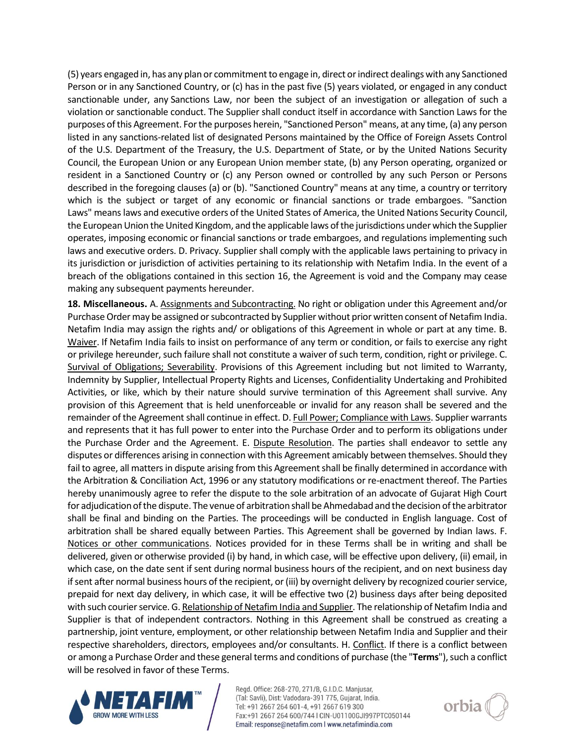(5) years engaged in, has any plan or commitment to engage in, direct or indirect dealings with any Sanctioned Person or in any Sanctioned Country, or (c) has in the past five (5) years violated, or engaged in any conduct sanctionable under, any Sanctions Law, nor been the subject of an investigation or allegation of such a violation or sanctionable conduct. The Supplier shall conduct itself in accordance with Sanction Laws for the purposes of this Agreement. For the purposes herein, "Sanctioned Person" means, at any time, (a) any person listed in any sanctions-related list of designated Persons maintained by the Office of Foreign Assets Control of the U.S. Department of the Treasury, the U.S. Department of State, or by the United Nations Security Council, the European Union or any European Union member state, (b) any Person operating, organized or resident in a Sanctioned Country or (c) any Person owned or controlled by any such Person or Persons described in the foregoing clauses (a) or (b). "Sanctioned Country" means at any time, a country or territory which is the subject or target of any economic or financial sanctions or trade embargoes. "Sanction Laws" means laws and executive orders of the United States of America, the United Nations Security Council, the European Union the United Kingdom, and the applicable laws of the jurisdictions under which the Supplier operates, imposing economic or financial sanctions or trade embargoes, and regulations implementing such laws and executive orders. D. Privacy. Supplier shall comply with the applicable laws pertaining to privacy in its jurisdiction or jurisdiction of activities pertaining to its relationship with Netafim India. In the event of a breach of the obligations contained in this section 16, the Agreement is void and the Company may cease making any subsequent payments hereunder.

**18. Miscellaneous.** A. Assignments and Subcontracting. No right or obligation under this Agreement and/or Purchase Order may be assigned or subcontracted by Supplier without prior written consent of Netafim India. Netafim India may assign the rights and/ or obligations of this Agreement in whole or part at any time. B. Waiver. If Netafim India fails to insist on performance of any term or condition, or fails to exercise any right or privilege hereunder, such failure shall not constitute a waiver of such term, condition, right or privilege. C. Survival of Obligations; Severability. Provisions of this Agreement including but not limited to Warranty, Indemnity by Supplier, Intellectual Property Rights and Licenses, Confidentiality Undertaking and Prohibited Activities, or like, which by their nature should survive termination of this Agreement shall survive. Any provision of this Agreement that is held unenforceable or invalid for any reason shall be severed and the remainder of the Agreement shall continue in effect. D. Full Power; Compliance with Laws. Supplier warrants and represents that it has full power to enter into the Purchase Order and to perform its obligations under the Purchase Order and the Agreement. E. Dispute Resolution. The parties shall endeavor to settle any disputes or differences arising in connection with this Agreement amicably between themselves. Should they fail to agree, all matters in dispute arising from this Agreement shall be finally determined in accordance with the Arbitration & Conciliation Act, 1996 or any statutory modifications or re-enactment thereof. The Parties hereby unanimously agree to refer the dispute to the sole arbitration of an advocate of Gujarat High Court for adjudication of the dispute. The venue of arbitration shall be Ahmedabad and the decision of the arbitrator shall be final and binding on the Parties. The proceedings will be conducted in English language. Cost of arbitration shall be shared equally between Parties. This Agreement shall be governed by Indian laws. F. Notices or other communications. Notices provided for in these Terms shall be in writing and shall be delivered, given or otherwise provided (i) by hand, in which case, will be effective upon delivery, (ii) email, in which case, on the date sent if sent during normal business hours of the recipient, and on next business day if sent after normal business hours of the recipient, or (iii) by overnight delivery by recognized courier service, prepaid for next day delivery, in which case, it will be effective two (2) business days after being deposited with such courier service. G. Relationship of Netafim India and Supplier. The relationship of Netafim India and Supplier is that of independent contractors. Nothing in this Agreement shall be construed as creating a partnership, joint venture, employment, or other relationship between Netafim India and Supplier and their respective shareholders, directors, employees and/or consultants. H. Conflict. If there is a conflict between or among a Purchase Order and these general terms and conditions of purchase (the "**Terms**"), such a conflict will be resolved in favor of these Terms.